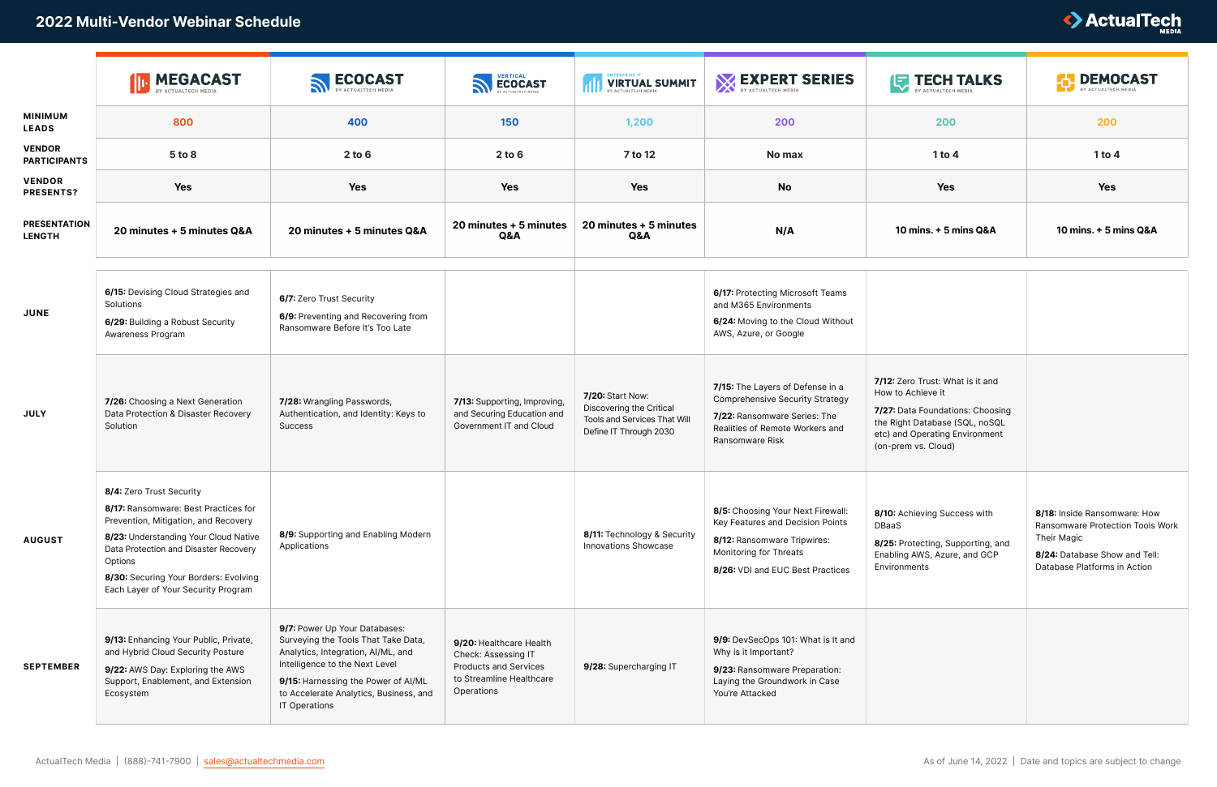# 2022 Multi-Vendor Webinar Schedule

ActualTech MEDIA

| | MEGACAST | ECOCAST | VERTICAL ECOCAST | ENTERPRISE IT VIRTUAL SUMMIT | EXPERT SERIES | TECH TALKS | DEMOCAST |
|---|---|---|---|---|---|---|---|
| MINIMUM LEADS | 800 | 400 | 150 | 1,200 | 200 | 200 | 200 |
| VENDOR PARTICIPANTS | 5 to 8 | 2 to 6 | 2 to 6 | 7 to 12 | No max | 1 to 4 | 1 to 4 |
| VENDOR PRESENTS? | Yes | Yes | Yes | Yes | No | Yes | Yes |
| PRESENTATION LENGTH | 20 minutes + 5 minutes Q&A | 20 minutes + 5 minutes Q&A | 20 minutes + 5 minutes Q&A | 20 minutes + 5 minutes Q&A | N/A | 10 mins. + 5 mins Q&A | 10 mins. + 5 mins Q&A |
| JUNE | **6/15:** Devising Cloud Strategies and Solutions<br>**6/29:** Building a Robust Security Awareness Program | **6/7:** Zero Trust Security<br>**6/9:** Preventing and Recovering from Ransomware Before It's Too Late | | | **6/17:** Protecting Microsoft Teams and M365 Environments<br>**6/24:** Moving to the Cloud Without AWS, Azure, or Google | | |
| JULY | **7/26:** Choosing a Next Generation Data Protection & Disaster Recovery Solution | **7/28:** Wrangling Passwords, Authentication, and Identity: Keys to Success | **7/13:** Supporting, Improving, and Securing Education and Government IT and Cloud | **7/20:** Start Now: Discovering the Critical Tools and Services That Will Define IT Through 2030 | **7/15:** The Layers of Defense in a Comprehensive Security Strategy<br>**7/22:** Ransomware Series: The Realities of Remote Workers and Ransomware Risk | **7/12:** Zero Trust: What is it and How to Achieve it<br>**7/27:** Data Foundations: Choosing the Right Database (SQL, noSQL etc) and Operating Environment (on-prem vs. Cloud) | |
| AUGUST | **8/4:** Zero Trust Security<br>**8/17:** Ransomware: Best Practices for Prevention, Mitigation, and Recovery<br>**8/23:** Understanding Your Cloud Native Data Protection and Disaster Recovery Options<br>**8/30:** Securing Your Borders: Evolving Each Layer of Your Security Program | **8/9:** Supporting and Enabling Modern Applications | | **8/11:** Technology & Security Innovations Showcase | **8/5:** Choosing Your Next Firewall: Key Features and Decision Points<br>**8/12:** Ransomware Tripwires: Monitoring for Threats<br>**8/26:** VDI and EUC Best Practices | **8/10:** Achieving Success with DBaaS<br>**8/25:** Protecting, Supporting, and Enabling AWS, Azure, and GCP Environments | **8/18:** Inside Ransomware: How Ransomware Protection Tools Work Their Magic<br>**8/24:** Database Show and Tell: Database Platforms in Action |
| SEPTEMBER | **9/13:** Enhancing Your Public, Private, and Hybrid Cloud Security Posture<br>**9/22:** AWS Day: Exploring the AWS Support, Enablement, and Extension Ecosystem | **9/7:** Power Up Your Databases: Surveying the Tools That Take Data, Analytics, Integration, AI/ML, and Intelligence to the Next Level<br>**9/15:** Harnessing the Power of AI/ML to Accelerate Analytics, Business, and IT Operations | **9/20:** Healthcare Health Check: Assessing IT Products and Services to Streamline Healthcare Operations | **9/28:** Supercharging IT | **9/9:** DevSecOps 101: What is It and Why is it Important?<br>**9/23:** Ransomware Preparation: Laying the Groundwork in Case You're Attacked | | |

ActualTech Media | (888)-741-7900 | sales@actualtechmedia.com

As of June 14, 2022 | Date and topics are subject to change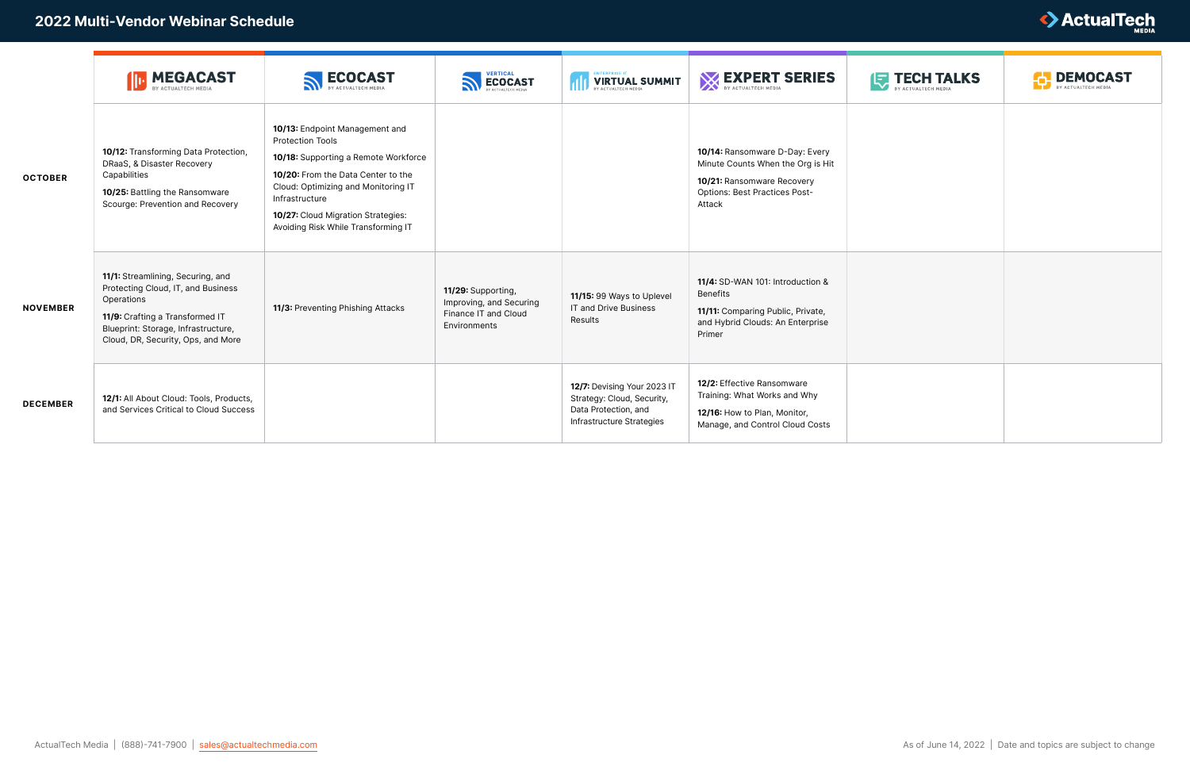# 2022 Multi-Vendor Webinar Schedule

| | MEGACAST | ECOCAST | VERTICAL ECOCAST | ENTERPRISE IT VIRTUAL SUMMIT | EXPERT SERIES | TECH TALKS | DEMOCAST |
|---|---|---|---|---|---|---|---|
| **OCTOBER** | **10/12:** Transforming Data Protection, DRaaS, & Disaster Recovery Capabilities<br>**10/25:** Battling the Ransomware Scourge: Prevention and Recovery | **10/13:** Endpoint Management and Protection Tools<br>**10/18:** Supporting a Remote Workforce<br>**10/20:** From the Data Center to the Cloud: Optimizing and Monitoring IT Infrastructure<br>**10/27:** Cloud Migration Strategies: Avoiding Risk While Transforming IT | | | **10/14:** Ransomware D-Day: Every Minute Counts When the Org is Hit<br>**10/21:** Ransomware Recovery Options: Best Practices Post-Attack | | |
| **NOVEMBER** | **11/1:** Streamlining, Securing, and Protecting Cloud, IT, and Business Operations<br>**11/9:** Crafting a Transformed IT Blueprint: Storage, Infrastructure, Cloud, DR, Security, Ops, and More | **11/3:** Preventing Phishing Attacks | **11/29:** Supporting, Improving, and Securing Finance IT and Cloud Environments | **11/15:** 99 Ways to Uplevel IT and Drive Business Results | **11/4:** SD-WAN 101: Introduction & Benefits<br>**11/11:** Comparing Public, Private, and Hybrid Clouds: An Enterprise Primer | | |
| **DECEMBER** | **12/1:** All About Cloud: Tools, Products, and Services Critical to Cloud Success | | | **12/7:** Devising Your 2023 IT Strategy: Cloud, Security, Data Protection, and Infrastructure Strategies | **12/2:** Effective Ransomware Training: What Works and Why<br>**12/16:** How to Plan, Monitor, Manage, and Control Cloud Costs | | |

ActualTech Media | (888)-741-7900 | sales@actualtechmedia.com

As of June 14, 2022 | Date and topics are subject to change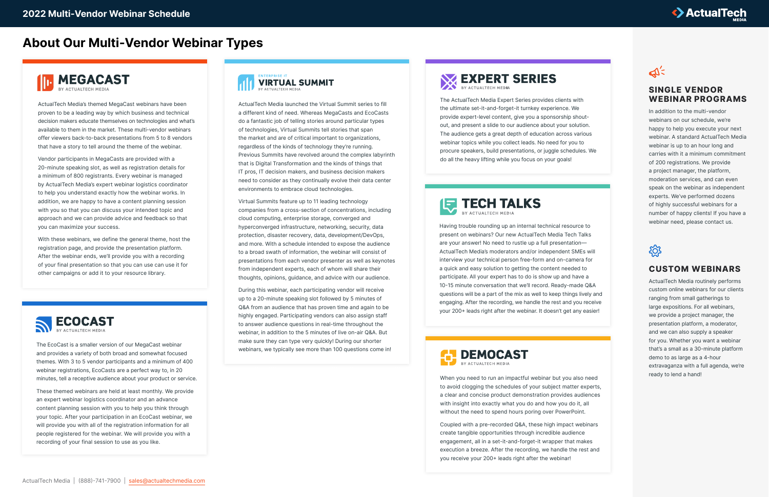# 2022 Multi-Vendor Webinar Schedule

## About Our Multi-Vendor Webinar Types

### MEGACAST
BY ACTUALTECH MEDIA

ActualTech Media's themed MegaCast webinars have been proven to be a leading way by which business and technical decision makers educate themselves on technologies and what's available to them in the market. These multi-vendor webinars offer viewers back-to-back presentations from 5 to 8 vendors that have a story to tell around the theme of the webinar.

Vendor participants in MegaCasts are provided with a 20-minute speaking slot, as well as registration details for a minimum of 800 registrants. Every webinar is managed by ActualTech Media's expert webinar logistics coordinator to help you understand exactly how the webinar works. In addition, we are happy to have a content planning session with you so that you can discuss your intended topic and approach and we can provide advice and feedback so that you can maximize your success.

With these webinars, we define the general theme, host the registration page, and provide the presentation platform. After the webinar ends, we'll provide you with a recording of your final presentation so that you can use can use it for other campaigns or add it to your resource library.

### ECOCAST
BY ACTUALTECH MEDIA

The EcoCast is a smaller version of our MegaCast webinar and provides a variety of both broad and somewhat focused themes. With 3 to 5 vendor participants and a minimum of 400 webinar registrations, EcoCasts are a perfect way to, in 20 minutes, tell a receptive audience about your product or service.

These themed webinars are held at least monthly. We provide an expert webinar logistics coordinator and an advance content planning session with you to help you think through your topic. After your participation in an EcoCast webinar, we will provide you with all of the registration information for all people registered for the webinar. We will provide you with a recording of your final session to use as you like.

### ENTERPRISE IT VIRTUAL SUMMIT
BY ACTUALTECH MEDIA

ActualTech Media launched the Virtual Summit series to fill a different kind of need. Whereas MegaCasts and EcoCasts do a fantastic job of telling stories around particular types of technologies, Virtual Summits tell stories that span the market and are of critical important to organizations, regardless of the kinds of technology they're running. Previous Summits have revolved around the complex labyrinth that is Digital Transformation and the kinds of things that IT pros, IT decision makers, and business decision makers need to consider as they continually evolve their data center environments to embrace cloud technologies.

Virtual Summits feature up to 11 leading technology companies from a cross-section of concentrations, including cloud computing, enterprise storage, converged and hyperconverged infrastructure, networking, security, data protection, disaster recovery, data, development/DevOps, and more. With a schedule intended to expose the audience to a broad swath of information, the webinar will consist of presentations from each vendor presenter as well as keynotes from independent experts, each of whom will share their thoughts, opinions, guidance, and advice with our audience.

During this webinar, each participating vendor will receive up to a 20-minute speaking slot followed by 5 minutes of Q&A from an audience that has proven time and again to be highly engaged. Participating vendors can also assign staff to answer audience questions in real-time throughout the webinar, in addition to the 5 minutes of live on-air Q&A. But make sure they can type very quickly! During our shorter webinars, we typically see more than 100 questions come in!

### EXPERT SERIES
BY ACTUALTECH MEDIA

The ActualTech Media Expert Series provides clients with the ultimate set-it-and-forget-it turnkey experience. We provide expert-level content, give you a sponsorship shout-out, and present a slide to our audience about your solution. The audience gets a great depth of education across various webinar topics while you collect leads. No need for you to procure speakers, build presentations, or juggle schedules. We do all the heavy lifting while you focus on your goals!

### TECH TALKS
BY ACTUALTECH MEDIA

Having trouble rounding up an internal technical resource to present on webinars? Our new ActualTech Media Tech Talks are your answer! No need to rustle up a full presentation—ActualTech Media's moderators and/or independent SMEs will interview your technical person free-form and on-camera for a quick and easy solution to getting the content needed to participate. All your expert has to do is show up and have a 10-15 minute conversation that we'll record. Ready-made Q&A questions will be a part of the mix as well to keep things lively and engaging. After the recording, we handle the rest and you receive your 200+ leads right after the webinar. It doesn't get any easier!

### DEMOCAST
BY ACTUALTECH MEDIA

When you need to run an impactful webinar but you also need to avoid clogging the schedules of your subject matter experts, a clear and concise product demonstration provides audiences with insight into exactly what you do and how you do it, all without the need to spend hours poring over PowerPoint.

Coupled with a pre-recorded Q&A, these high impact webinars create tangible opportunities through incredible audience engagement, all in a set-it-and-forget-it wrapper that makes execution a breeze. After the recording, we handle the rest and you receive your 200+ leads right after the webinar!

### SINGLE VENDOR WEBINAR PROGRAMS

In addition to the multi-vendor webinars on our schedule, we're happy to help you execute your next webinar. A standard ActualTech Media webinar is up to an hour long and carries with it a minimum commitment of 200 registrations. We provide a project manager, the platform, moderation services, and can even speak on the webinar as independent experts. We've performed dozens of highly successful webinars for a number of happy clients! If you have a webinar need, please contact us.

### CUSTOM WEBINARS

ActualTech Media routinely performs custom online webinars for our clients ranging from small gatherings to large expositions. For all webinars, we provide a project manager, the presentation platform, a moderator, and we can also supply a speaker for you. Whether you want a webinar that's a small as a 30-minute platform demo to as large as a 4-hour extravaganza with a full agenda, we're ready to lend a hand!

ActualTech Media | (888)-741-7900 | sales@actualtechmedia.com